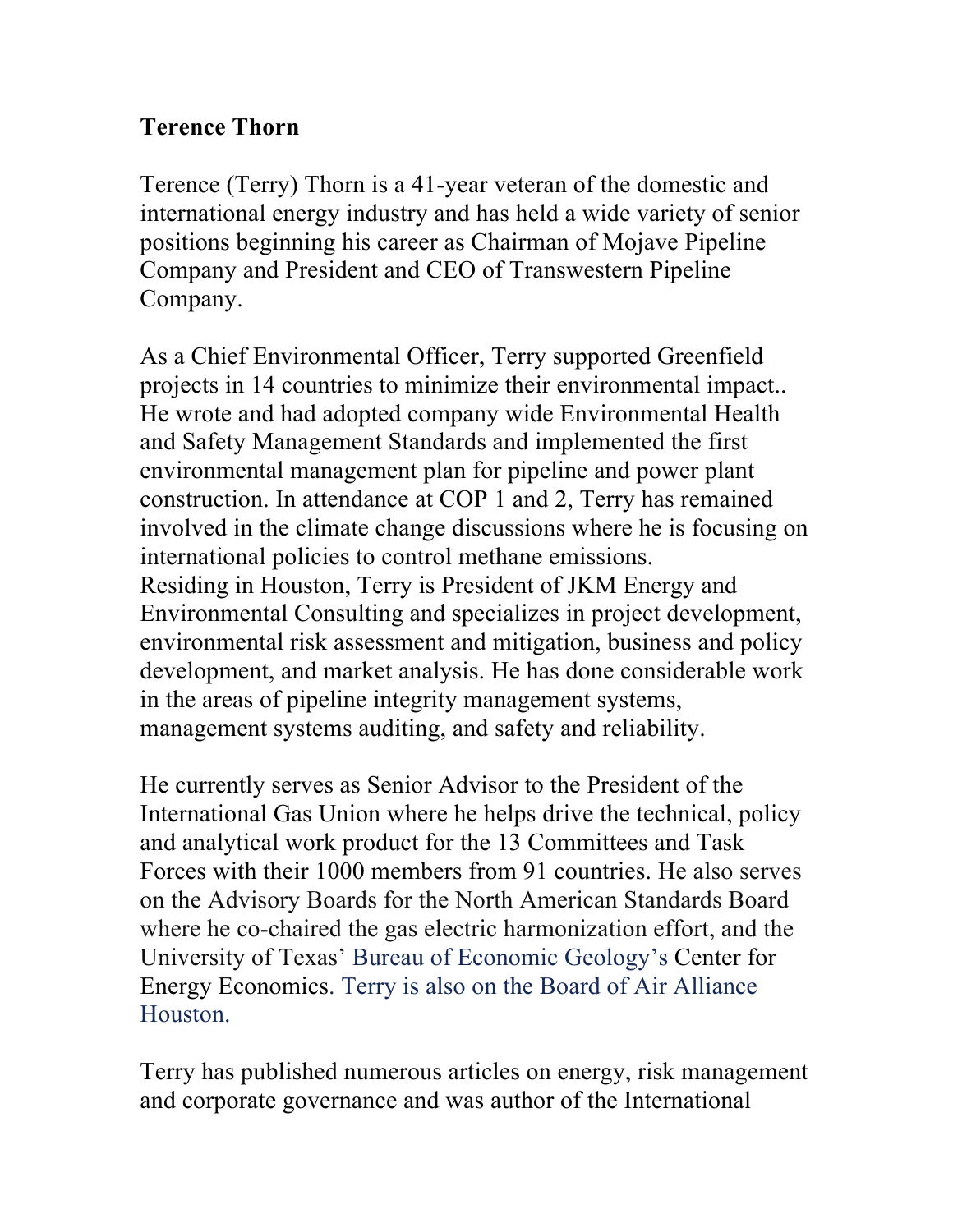**Terence Thorn**

Terence (Terry) Thorn is a 41-year veteran of the domestic and international energy industry and has held a wide variety of senior positions beginning his career as Chairman of Mojave Pipeline Company and President and CEO of Transwestern Pipeline Company.

As a Chief Environmental Officer, Terry supported Greenfield projects in 14 countries to minimize their environmental impact.. He wrote and had adopted company wide Environmental Health and Safety Management Standards and implemented the first environmental management plan for pipeline and power plant construction. In attendance at COP 1 and 2, Terry has remained involved in the climate change discussions where he is focusing on international policies to control methane emissions.
Residing in Houston, Terry is President of JKM Energy and Environmental Consulting and specializes in project development, environmental risk assessment and mitigation, business and policy development, and market analysis. He has done considerable work in the areas of pipeline integrity management systems, management systems auditing, and safety and reliability.

He currently serves as Senior Advisor to the President of the International Gas Union where he helps drive the technical, policy and analytical work product for the 13 Committees and Task Forces with their 1000 members from 91 countries. He also serves on the Advisory Boards for the North American Standards Board where he co-chaired the gas electric harmonization effort, and the University of Texas' Bureau of Economic Geology's Center for Energy Economics. Terry is also on the Board of Air Alliance Houston.

Terry has published numerous articles on energy, risk management and corporate governance and was author of the International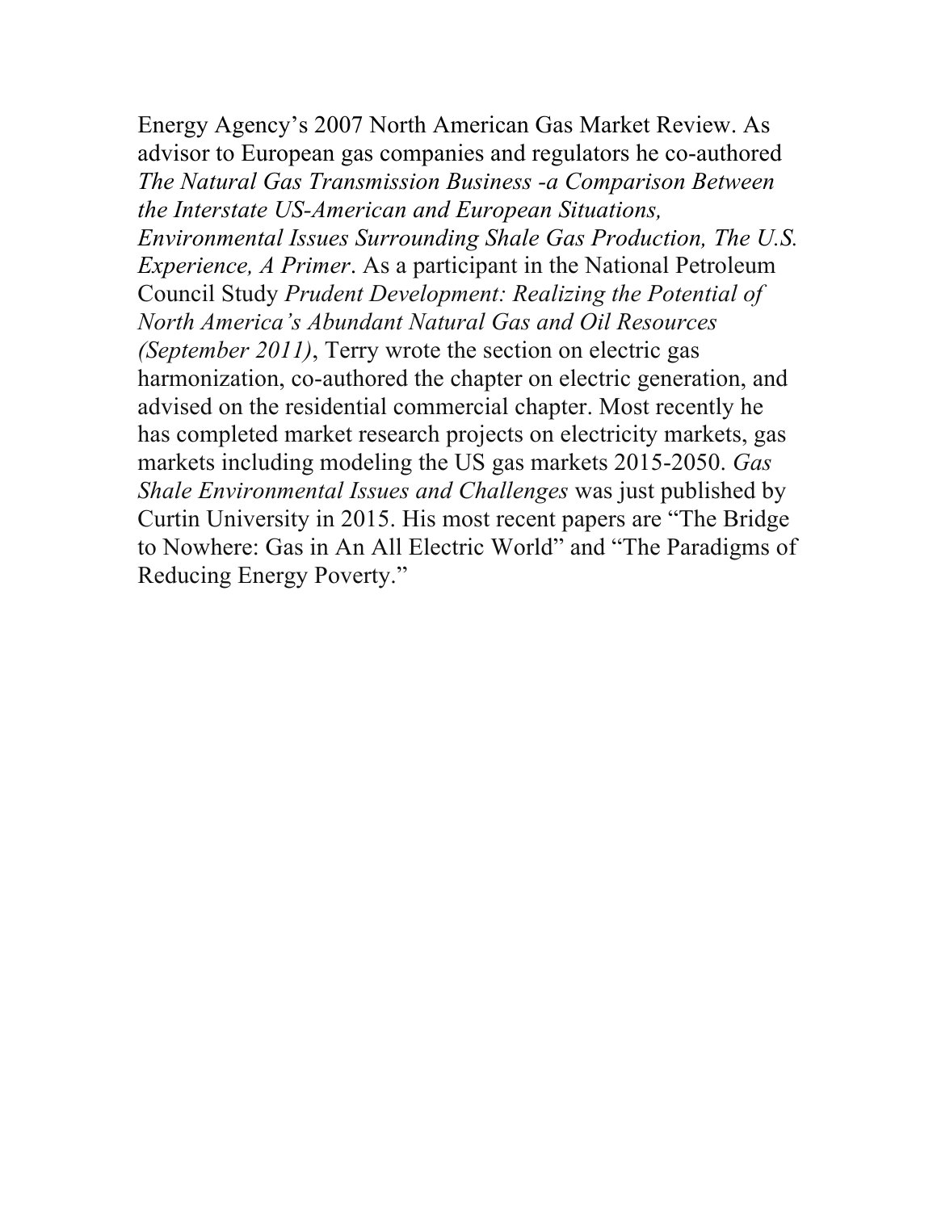Energy Agency's 2007 North American Gas Market Review. As advisor to European gas companies and regulators he co-authored *The Natural Gas Transmission Business -a Comparison Between the Interstate US-American and European Situations, Environmental Issues Surrounding Shale Gas Production, The U.S. Experience, A Primer*. As a participant in the National Petroleum Council Study *Prudent Development: Realizing the Potential of North America's Abundant Natural Gas and Oil Resources (September 2011)*, Terry wrote the section on electric gas harmonization, co-authored the chapter on electric generation, and advised on the residential commercial chapter. Most recently he has completed market research projects on electricity markets, gas markets including modeling the US gas markets 2015-2050. *Gas Shale Environmental Issues and Challenges* was just published by Curtin University in 2015. His most recent papers are "The Bridge to Nowhere: Gas in An All Electric World" and "The Paradigms of Reducing Energy Poverty."